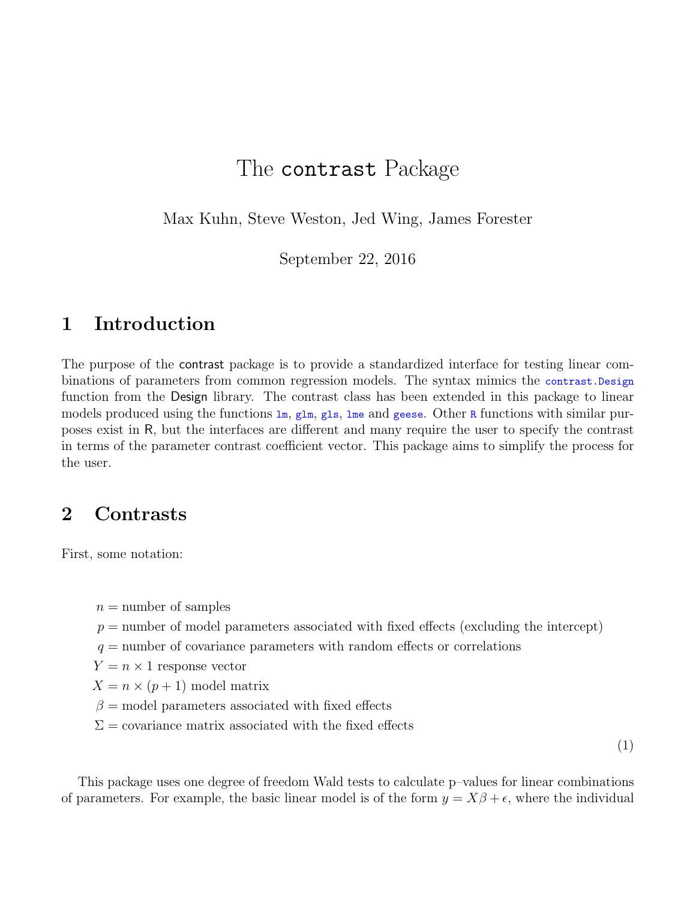# The `contrast` Package

Max Kuhn, Steve Weston, Jed Wing, James Forester

September 22, 2016

## 1 Introduction

The purpose of the contrast package is to provide a standardized interface for testing linear combinations of parameters from common regression models. The syntax mimics the `contrast.Design` function from the Design library. The contrast class has been extended in this package to linear models produced using the functions `lm`, `glm`, `gls`, `lme` and `geese`. Other `R` functions with similar purposes exist in R, but the interfaces are different and many require the user to specify the contrast in terms of the parameter contrast coefficient vector. This package aims to simplify the process for the user.

## 2 Contrasts

First, some notation:

$$
\begin{aligned}
n &= \text{number of samples} \\
p &= \text{number of model parameters associated with fixed effects (excluding the intercept)} \\
q &= \text{number of covariance parameters with random effects or correlations} \\
Y &= n \times 1 \text{ response vector} \\
X &= n \times (p+1) \text{ model matrix} \\
\beta &= \text{model parameters associated with fixed effects} \\
\Sigma &= \text{covariance matrix associated with the fixed effects}
\end{aligned}
\tag{1}
$$

This package uses one degree of freedom Wald tests to calculate p–values for linear combinations of parameters. For example, the basic linear model is of the form $y = X\beta + \epsilon$, where the individual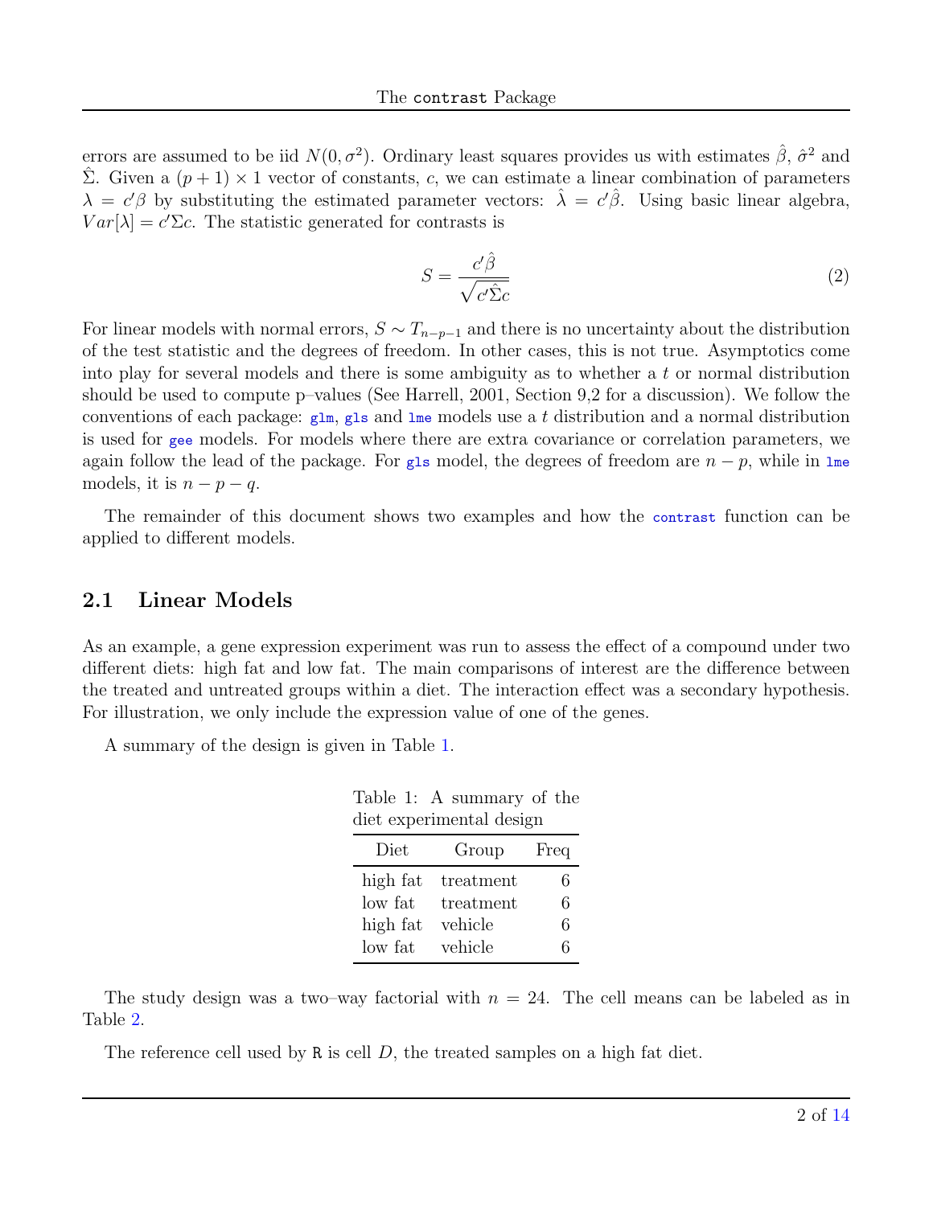errors are assumed to be iid $N(0, \sigma^2)$. Ordinary least squares provides us with estimates $\hat{\beta}$, $\hat{\sigma}^2$ and $\hat{\Sigma}$. Given a $(p+1) \times 1$ vector of constants, $c$, we can estimate a linear combination of parameters $\lambda = c'\beta$ by substituting the estimated parameter vectors: $\hat{\lambda} = c'\hat{\beta}$. Using basic linear algebra, $Var[\lambda] = c'\Sigma c$. The statistic generated for contrasts is

$$S = \frac{c'\hat{\beta}}{\sqrt{c'\hat{\Sigma}c}} \tag{2}$$

For linear models with normal errors, $S \sim T_{n-p-1}$ and there is no uncertainty about the distribution of the test statistic and the degrees of freedom. In other cases, this is not true. Asymptotics come into play for several models and there is some ambiguity as to whether a $t$ or normal distribution should be used to compute p–values (See Harrell, 2001, Section 9,2 for a discussion). We follow the conventions of each package: `glm`, `gls` and `lme` models use a $t$ distribution and a normal distribution is used for `gee` models. For models where there are extra covariance or correlation parameters, we again follow the lead of the package. For `gls` model, the degrees of freedom are $n-p$, while in `lme` models, it is $n-p-q$.

The remainder of this document shows two examples and how the `contrast` function can be applied to different models.

## 2.1 Linear Models

As an example, a gene expression experiment was run to assess the effect of a compound under two different diets: high fat and low fat. The main comparisons of interest are the difference between the treated and untreated groups within a diet. The interaction effect was a secondary hypothesis. For illustration, we only include the expression value of one of the genes.

A summary of the design is given in Table 1.

Table 1: A summary of the diet experimental design

| Diet | Group | Freq |
|---|---|---|
| high fat | treatment | 6 |
| low fat | treatment | 6 |
| high fat | vehicle | 6 |
| low fat | vehicle | 6 |

The study design was a two–way factorial with $n = 24$. The cell means can be labeled as in Table 2.

The reference cell used by R is cell $D$, the treated samples on a high fat diet.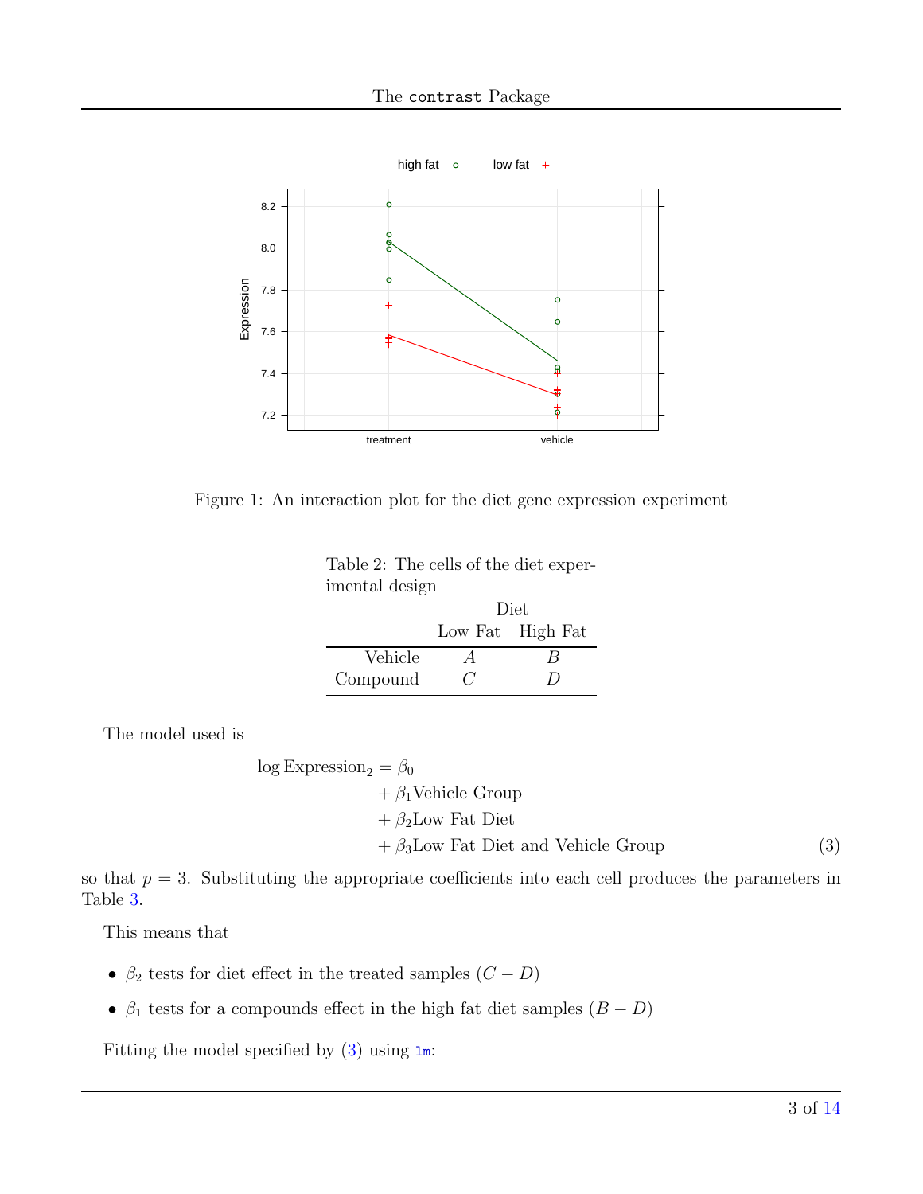Figure 1: An interaction plot for the diet gene expression experiment

Table 2: The cells of the diet experimental design

| | Diet | |
|---|---|---|
| | Low Fat | High Fat |
| Vehicle | $A$ | $B$ |
| Compound | $C$ | $D$ |

The model used is

$$
\begin{aligned}
\log \text{Expression}_2 = \beta_0 & \\
& + \beta_1 \text{Vehicle Group} \\
& + \beta_2 \text{Low Fat Diet} \\
& + \beta_3 \text{Low Fat Diet and Vehicle Group}
\end{aligned} \tag{3}
$$

so that $p = 3$. Substituting the appropriate coefficients into each cell produces the parameters in Table 3.

This means that

- $\beta_2$ tests for diet effect in the treated samples $(C - D)$
- $\beta_1$ tests for a compounds effect in the high fat diet samples $(B - D)$

Fitting the model specified by (3) using `lm`: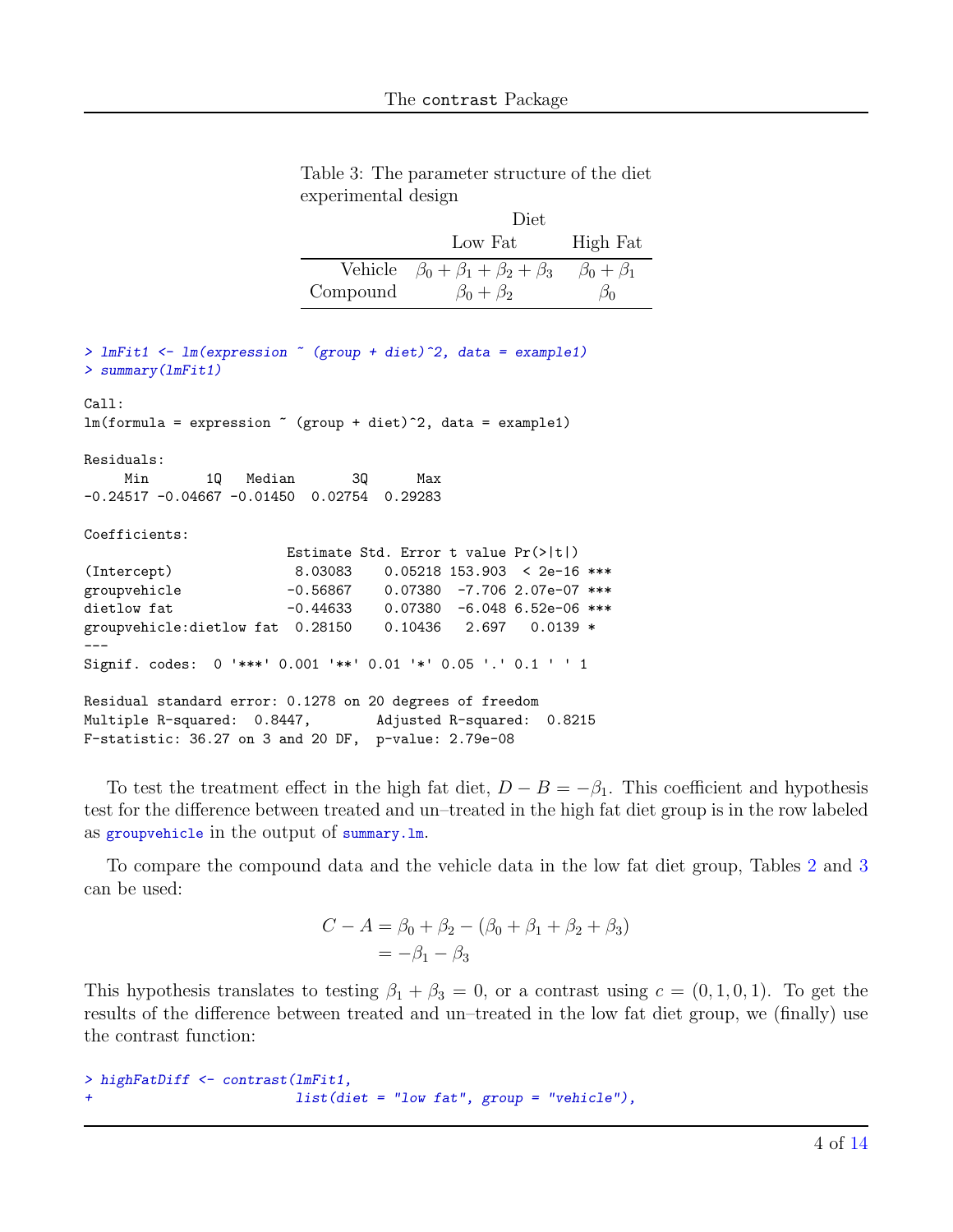Table 3: The parameter structure of the diet experimental design

| | Diet | |
|---|---|---|
| | Low Fat | High Fat |
| Vehicle | $\beta_0 + \beta_1 + \beta_2 + \beta_3$ | $\beta_0 + \beta_1$ |
| Compound | $\beta_0 + \beta_2$ | $\beta_0$ |

```
> lmFit1 <- lm(expression ~ (group + diet)^2, data = example1)
> summary(lmFit1)

Call:
lm(formula = expression ~ (group + diet)^2, data = example1)

Residuals:
     Min       1Q   Median       3Q      Max 
-0.24517 -0.04667 -0.01450  0.02754  0.29283 

Coefficients:
                        Estimate Std. Error t value Pr(>|t|)    
(Intercept)              8.03083    0.05218 153.903  < 2e-16 ***
groupvehicle            -0.56867    0.07380  -7.706 2.07e-07 ***
dietlow fat             -0.44633    0.07380  -6.048 6.52e-06 ***
groupvehicle:dietlow fat  0.28150    0.10436   2.697   0.0139 *  
---
Signif. codes:  0 '***' 0.001 '**' 0.01 '*' 0.05 '.' 0.1 ' ' 1 

Residual standard error: 0.1278 on 20 degrees of freedom
Multiple R-squared:  0.8447,	Adjusted R-squared:  0.8215 
F-statistic: 36.27 on 3 and 20 DF,  p-value: 2.79e-08 
```

To test the treatment effect in the high fat diet, $D - B = -\beta_1$. This coefficient and hypothesis test for the difference between treated and un–treated in the high fat diet group is in the row labeled as `groupvehicle` in the output of `summary.lm`.

To compare the compound data and the vehicle data in the low fat diet group, Tables 2 and 3 can be used:

$$
\begin{aligned}
C - A &= \beta_0 + \beta_2 - (\beta_0 + \beta_1 + \beta_2 + \beta_3) \\
&= -\beta_1 - \beta_3
\end{aligned}
$$

This hypothesis translates to testing $\beta_1 + \beta_3 = 0$, or a contrast using $c = (0, 1, 0, 1)$. To get the results of the difference between treated and un–treated in the low fat diet group, we (finally) use the contrast function:

```
> highFatDiff <- contrast(lmFit1,
+                         list(diet = "low fat", group = "vehicle"),
```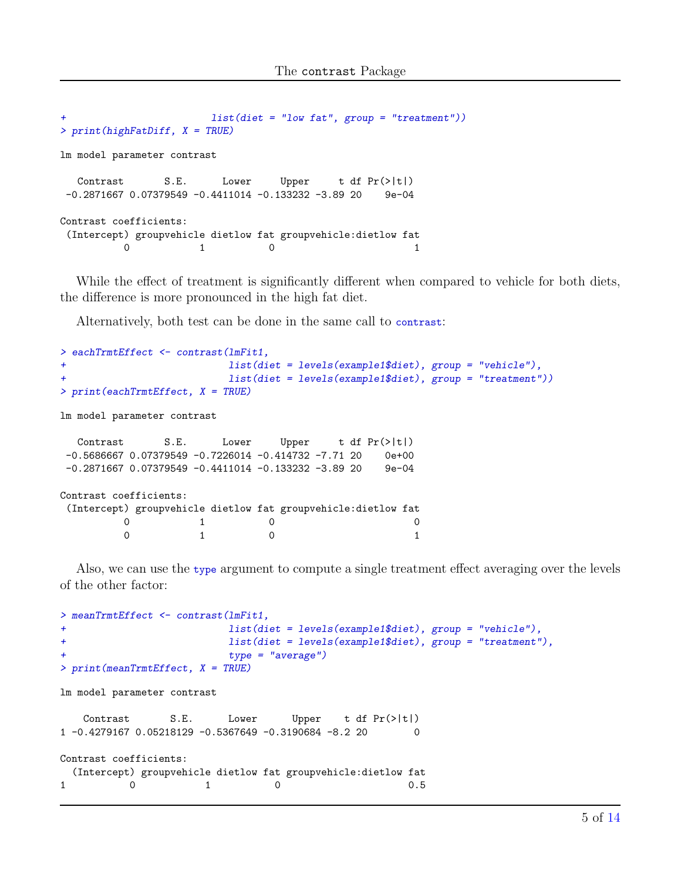```
+                        list(diet = "low fat", group = "treatment"))
> print(highFatDiff, X = TRUE)

lm model parameter contrast

   Contrast       S.E.      Lower     Upper     t df Pr(>|t|)
 -0.2871667 0.07379549 -0.4411014 -0.133232 -3.89 20    9e-04

Contrast coefficients:
 (Intercept) groupvehicle dietlow fat groupvehicle:dietlow fat
           0            1           0                        1
```

While the effect of treatment is significantly different when compared to vehicle for both diets, the difference is more pronounced in the high fat diet.

Alternatively, both test can be done in the same call to `contrast`:

```
> eachTrmtEffect <- contrast(lmFit1,
+                            list(diet = levels(example1$diet), group = "vehicle"),
+                            list(diet = levels(example1$diet), group = "treatment"))
> print(eachTrmtEffect, X = TRUE)

lm model parameter contrast

   Contrast       S.E.      Lower     Upper     t df Pr(>|t|)
 -0.5686667 0.07379549 -0.7226014 -0.414732 -7.71 20    0e+00
 -0.2871667 0.07379549 -0.4411014 -0.133232 -3.89 20    9e-04

Contrast coefficients:
 (Intercept) groupvehicle dietlow fat groupvehicle:dietlow fat
           0            1           0                        0
           0            1           0                        1
```

Also, we can use the `type` argument to compute a single treatment effect averaging over the levels of the other factor:

```
> meanTrmtEffect <- contrast(lmFit1,
+                            list(diet = levels(example1$diet), group = "vehicle"),
+                            list(diet = levels(example1$diet), group = "treatment"),
+                            type = "average")
> print(meanTrmtEffect, X = TRUE)

lm model parameter contrast

    Contrast       S.E.      Lower      Upper    t df Pr(>|t|)
1 -0.4279167 0.05218129 -0.5367649 -0.3190684 -8.2 20        0

Contrast coefficients:
  (Intercept) groupvehicle dietlow fat groupvehicle:dietlow fat
1           0            1           0                      0.5
```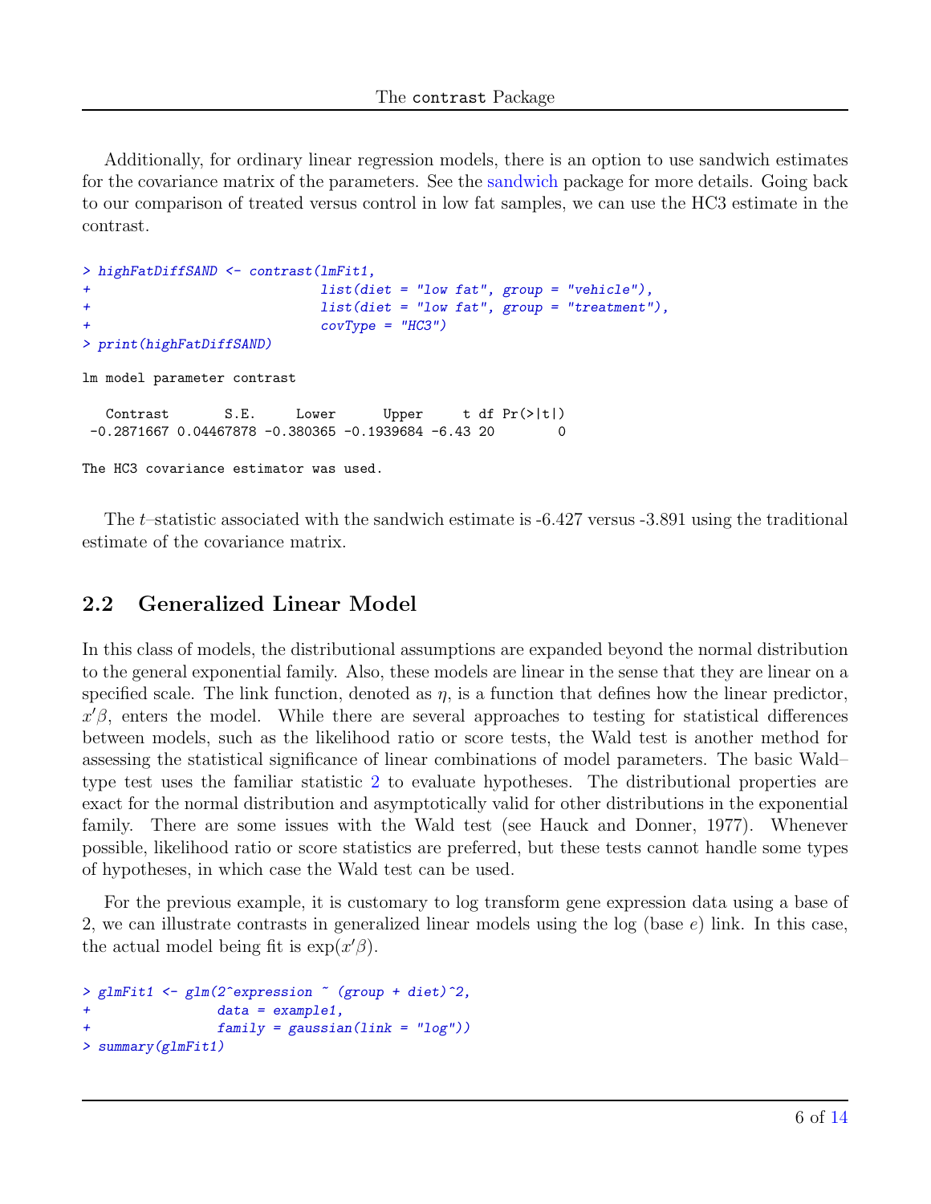Additionally, for ordinary linear regression models, there is an option to use sandwich estimates for the covariance matrix of the parameters. See the sandwich package for more details. Going back to our comparison of treated versus control in low fat samples, we can use the HC3 estimate in the contrast.

```
> highFatDiffSAND <- contrast(lmFit1,
+                             list(diet = "low fat", group = "vehicle"),
+                             list(diet = "low fat", group = "treatment"),
+                             covType = "HC3")
> print(highFatDiffSAND)

lm model parameter contrast

   Contrast       S.E.     Lower      Upper     t df Pr(>|t|)
 -0.2871667 0.04467878 -0.380365 -0.1939684 -6.43 20        0

The HC3 covariance estimator was used.
```

The $t$–statistic associated with the sandwich estimate is -6.427 versus -3.891 using the traditional estimate of the covariance matrix.

## 2.2 Generalized Linear Model

In this class of models, the distributional assumptions are expanded beyond the normal distribution to the general exponential family. Also, these models are linear in the sense that they are linear on a specified scale. The link function, denoted as $\eta$, is a function that defines how the linear predictor, $x'\beta$, enters the model. While there are several approaches to testing for statistical differences between models, such as the likelihood ratio or score tests, the Wald test is another method for assessing the statistical significance of linear combinations of model parameters. The basic Wald–type test uses the familiar statistic 2 to evaluate hypotheses. The distributional properties are exact for the normal distribution and asymptotically valid for other distributions in the exponential family. There are some issues with the Wald test (see Hauck and Donner, 1977). Whenever possible, likelihood ratio or score statistics are preferred, but these tests cannot handle some types of hypotheses, in which case the Wald test can be used.

For the previous example, it is customary to log transform gene expression data using a base of 2, we can illustrate contrasts in generalized linear models using the log (base $e$) link. In this case, the actual model being fit is $\exp(x'\beta)$.

```
> glmFit1 <- glm(2^expression ~ (group + diet)^2,
+                data = example1,
+                family = gaussian(link = "log"))
> summary(glmFit1)
```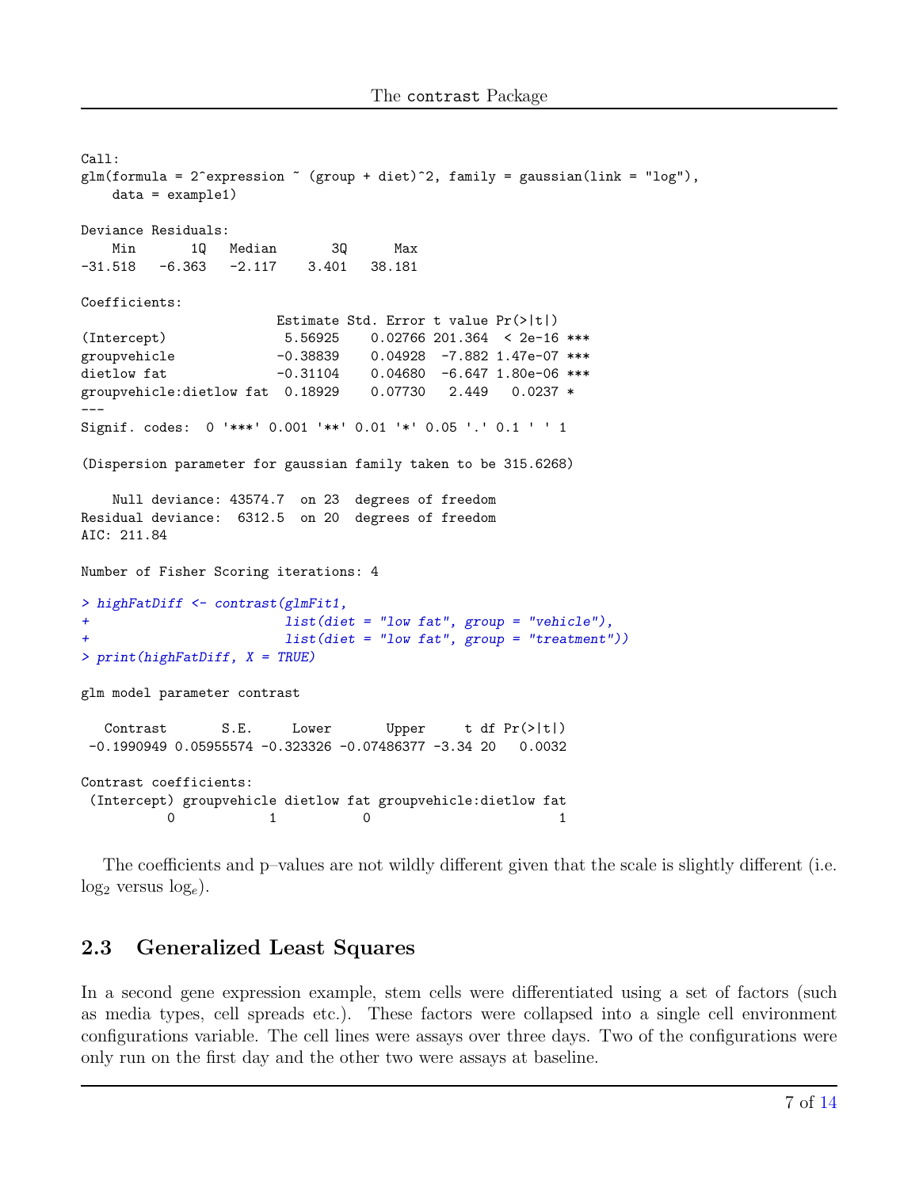```
Call:
glm(formula = 2^expression ~ (group + diet)^2, family = gaussian(link = "log"),
    data = example1)

Deviance Residuals:
    Min       1Q   Median       3Q      Max
-31.518   -6.363   -2.117    3.401   38.181

Coefficients:
                         Estimate Std. Error t value Pr(>|t|)
(Intercept)               5.56925    0.02766 201.364  < 2e-16 ***
groupvehicle             -0.38839    0.04928  -7.882 1.47e-07 ***
dietlow fat              -0.31104    0.04680  -6.647 1.80e-06 ***
groupvehicle:dietlow fat  0.18929    0.07730   2.449   0.0237 *
---
Signif. codes:  0 '***' 0.001 '**' 0.01 '*' 0.05 '.' 0.1 ' ' 1

(Dispersion parameter for gaussian family taken to be 315.6268)

    Null deviance: 43574.7  on 23  degrees of freedom
Residual deviance:  6312.5  on 20  degrees of freedom
AIC: 211.84

Number of Fisher Scoring iterations: 4

> highFatDiff <- contrast(glmFit1,
+                         list(diet = "low fat", group = "vehicle"),
+                         list(diet = "low fat", group = "treatment"))
> print(highFatDiff, X = TRUE)

glm model parameter contrast

   Contrast       S.E.     Lower       Upper     t df Pr(>|t|)
 -0.1990949 0.05955574 -0.323326 -0.07486377 -3.34 20   0.0032

Contrast coefficients:
 (Intercept) groupvehicle dietlow fat groupvehicle:dietlow fat
           0            1           0                        1
```

The coefficients and p–values are not wildly different given that the scale is slightly different (i.e. $\log_2$ versus $\log_e$).

## 2.3 Generalized Least Squares

In a second gene expression example, stem cells were differentiated using a set of factors (such as media types, cell spreads etc.). These factors were collapsed into a single cell environment configurations variable. The cell lines were assays over three days. Two of the configurations were only run on the first day and the other two were assays at baseline.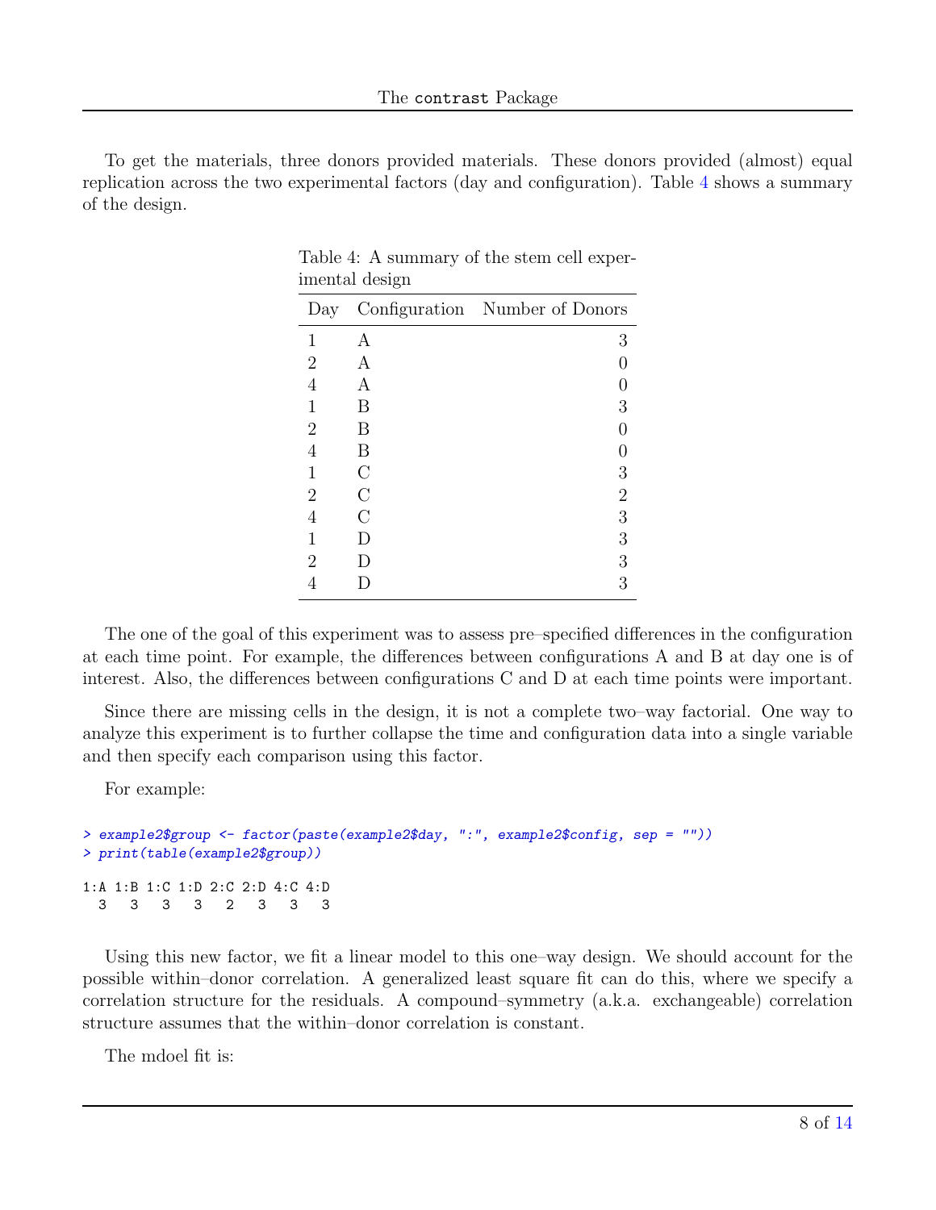To get the materials, three donors provided materials. These donors provided (almost) equal replication across the two experimental factors (day and configuration). Table 4 shows a summary of the design.

Table 4: A summary of the stem cell experimental design

| Day | Configuration | Number of Donors |
|---|---|---|
| 1 | A | 3 |
| 2 | A | 0 |
| 4 | A | 0 |
| 1 | B | 3 |
| 2 | B | 0 |
| 4 | B | 0 |
| 1 | C | 3 |
| 2 | C | 2 |
| 4 | C | 3 |
| 1 | D | 3 |
| 2 | D | 3 |
| 4 | D | 3 |

The one of the goal of this experiment was to assess pre–specified differences in the configuration at each time point. For example, the differences between configurations A and B at day one is of interest. Also, the differences between configurations C and D at each time points were important.

Since there are missing cells in the design, it is not a complete two–way factorial. One way to analyze this experiment is to further collapse the time and configuration data into a single variable and then specify each comparison using this factor.

For example:

```
> example2$group <- factor(paste(example2$day, ":", example2$config, sep = ""))
> print(table(example2$group))

1:A 1:B 1:C 1:D 2:C 2:D 4:C 4:D
  3   3   3   3   2   3   3   3
```

Using this new factor, we fit a linear model to this one–way design. We should account for the possible within–donor correlation. A generalized least square fit can do this, where we specify a correlation structure for the residuals. A compound–symmetry (a.k.a. exchangeable) correlation structure assumes that the within–donor correlation is constant.

The mdoel fit is: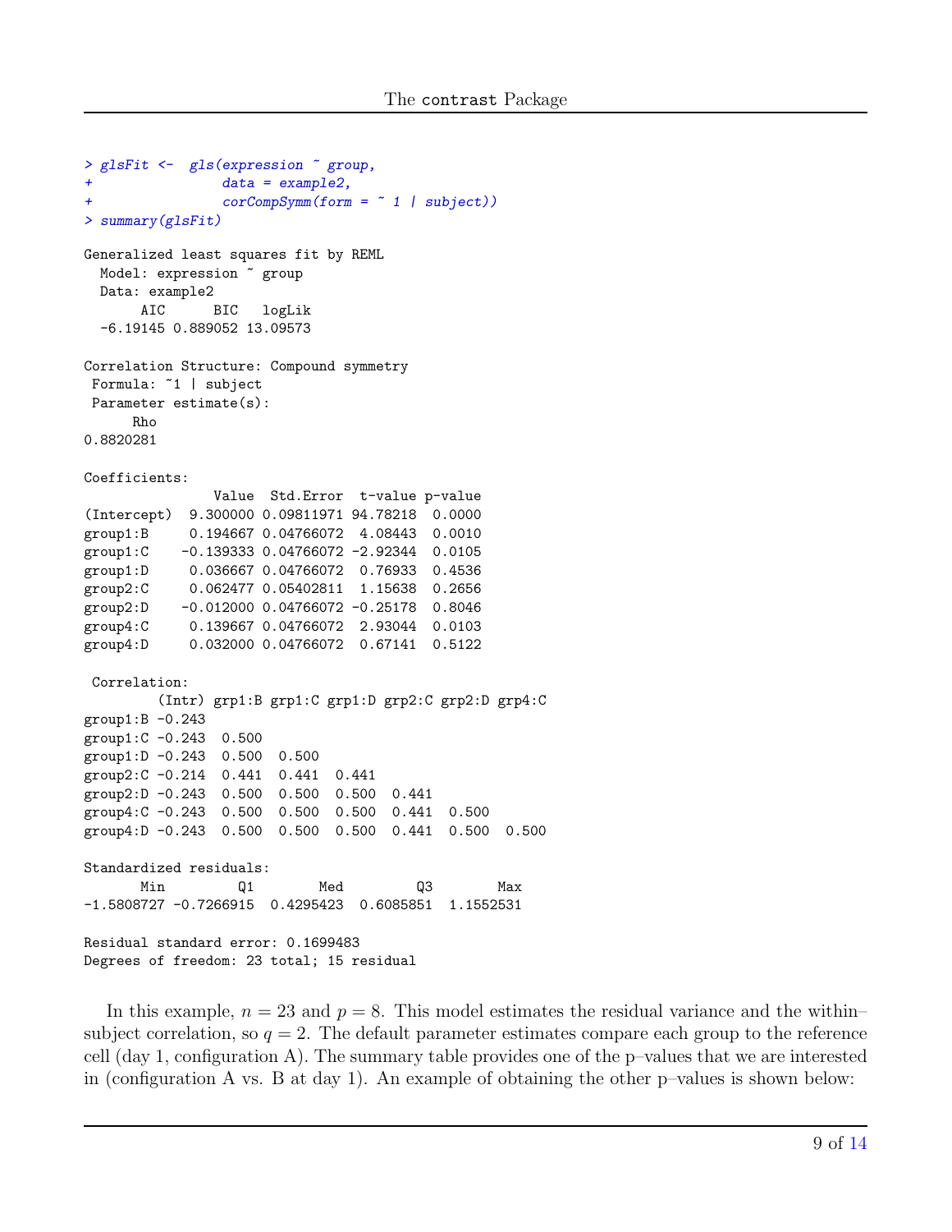```
> glsFit <-  gls(expression ~ group,
+               data = example2,
+               corCompSymm(form = ~ 1 | subject))
> summary(glsFit)

Generalized least squares fit by REML
  Model: expression ~ group
  Data: example2
       AIC      BIC   logLik
  -6.19145 0.889052 13.09573

Correlation Structure: Compound symmetry
 Formula: ~1 | subject
 Parameter estimate(s):
      Rho
0.8820281

Coefficients:
                Value  Std.Error  t-value p-value
(Intercept)  9.300000 0.09811971 94.78218  0.0000
group1:B     0.194667 0.04766072  4.08443  0.0010
group1:C    -0.139333 0.04766072 -2.92344  0.0105
group1:D     0.036667 0.04766072  0.76933  0.4536
group2:C     0.062477 0.05402811  1.15638  0.2656
group2:D    -0.012000 0.04766072 -0.25178  0.8046
group4:C     0.139667 0.04766072  2.93044  0.0103
group4:D     0.032000 0.04766072  0.67141  0.5122

 Correlation:
         (Intr) grp1:B grp1:C grp1:D grp2:C grp2:D grp4:C
group1:B -0.243
group1:C -0.243  0.500
group1:D -0.243  0.500  0.500
group2:C -0.214  0.441  0.441  0.441
group2:D -0.243  0.500  0.500  0.500  0.441
group4:C -0.243  0.500  0.500  0.500  0.441  0.500
group4:D -0.243  0.500  0.500  0.500  0.441  0.500  0.500

Standardized residuals:
       Min         Q1        Med         Q3        Max
-1.5808727 -0.7266915  0.4295423  0.6085851  1.1552531

Residual standard error: 0.1699483
Degrees of freedom: 23 total; 15 residual
```

In this example, $n = 23$ and $p = 8$. This model estimates the residual variance and the within–subject correlation, so $q = 2$. The default parameter estimates compare each group to the reference cell (day 1, configuration A). The summary table provides one of the p–values that we are interested in (configuration A vs. B at day 1). An example of obtaining the other p–values is shown below: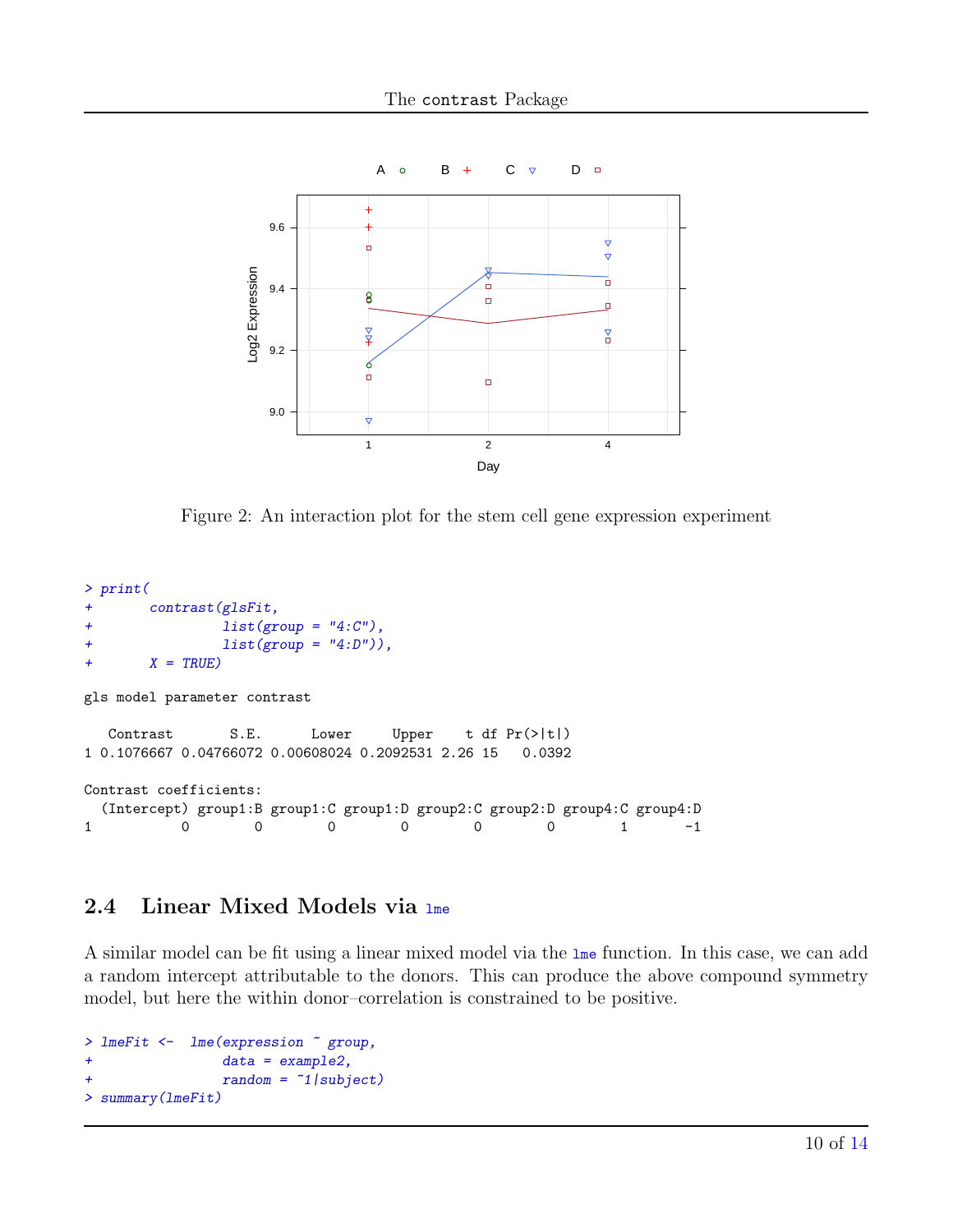Figure 2: An interaction plot for the stem cell gene expression experiment

```
> print(
+       contrast(glsFit,
+               list(group = "4:C"),
+               list(group = "4:D")),
+       X = TRUE)

gls model parameter contrast

   Contrast       S.E.      Lower     Upper    t df Pr(>|t|)
1 0.1076667 0.04766072 0.00608024 0.2092531 2.26 15   0.0392

Contrast coefficients:
  (Intercept) group1:B group1:C group1:D group2:C group2:D group4:C group4:D
1           0        0        0        0        0        0        1       -1
```

## 2.4 Linear Mixed Models via `lme`

A similar model can be fit using a linear mixed model via the `lme` function. In this case, we can add a random intercept attributable to the donors. This can produce the above compound symmetry model, but here the within donor–correlation is constrained to be positive.

```
> lmeFit <-  lme(expression ~ group,
+               data = example2,
+               random = ~1|subject)
> summary(lmeFit)
```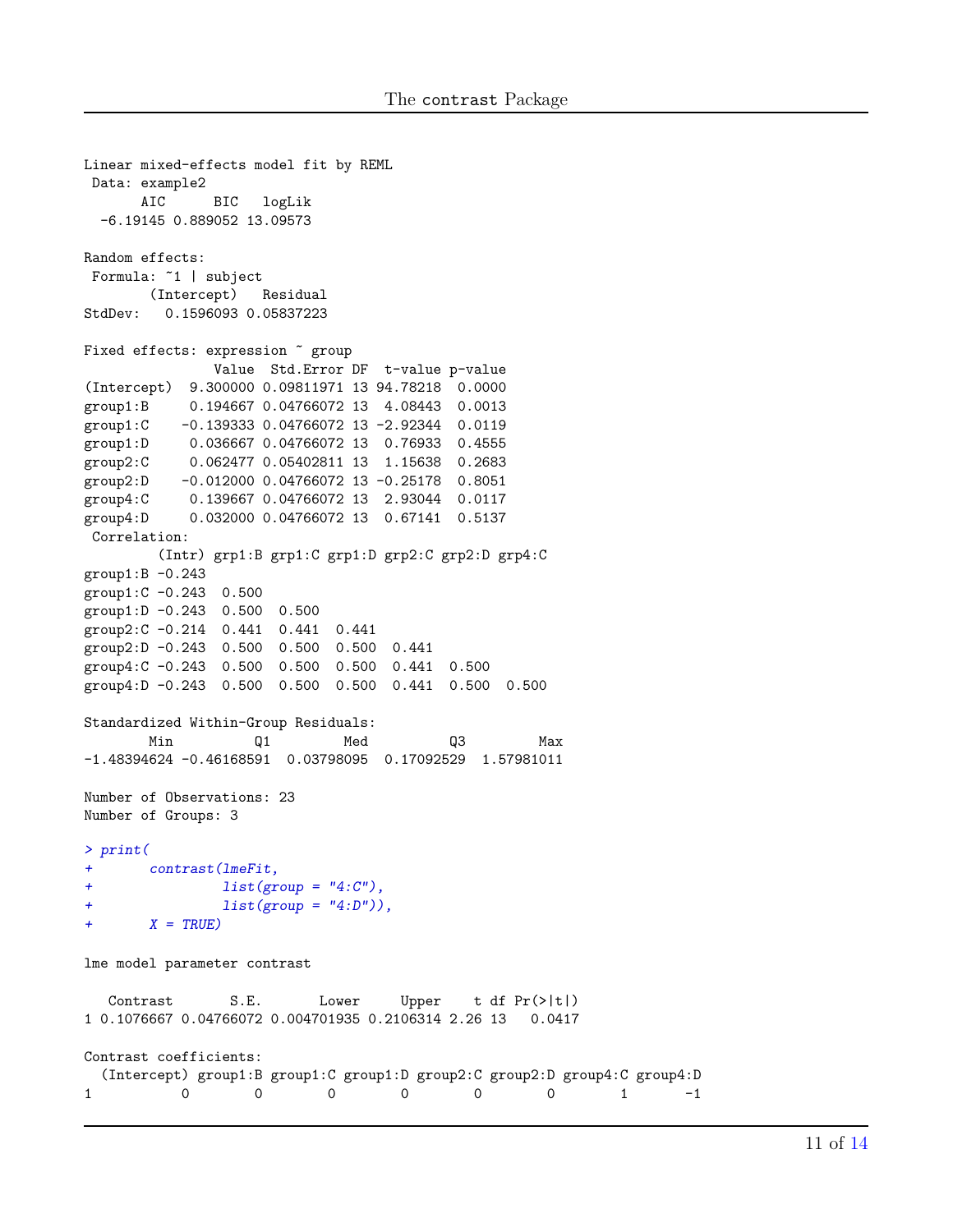```
Linear mixed-effects model fit by REML
 Data: example2
       AIC      BIC   logLik
  -6.19145 0.889052 13.09573

Random effects:
 Formula: ~1 | subject
        (Intercept)   Residual
StdDev:   0.1596093 0.05837223

Fixed effects: expression ~ group
                Value  Std.Error DF  t-value p-value
(Intercept)  9.300000 0.09811971 13 94.78218  0.0000
group1:B     0.194667 0.04766072 13  4.08443  0.0013
group1:C    -0.139333 0.04766072 13 -2.92344  0.0119
group1:D     0.036667 0.04766072 13  0.76933  0.4555
group2:C     0.062477 0.05402811 13  1.15638  0.2683
group2:D    -0.012000 0.04766072 13 -0.25178  0.8051
group4:C     0.139667 0.04766072 13  2.93044  0.0117
group4:D     0.032000 0.04766072 13  0.67141  0.5137
 Correlation:
         (Intr) grp1:B grp1:C grp1:D grp2:C grp2:D grp4:C
group1:B -0.243
group1:C -0.243  0.500
group1:D -0.243  0.500  0.500
group2:C -0.214  0.441  0.441  0.441
group2:D -0.243  0.500  0.500  0.500  0.441
group4:C -0.243  0.500  0.500  0.500  0.441  0.500
group4:D -0.243  0.500  0.500  0.500  0.441  0.500  0.500

Standardized Within-Group Residuals:
        Min          Q1         Med          Q3         Max
-1.48394624 -0.46168591  0.03798095  0.17092529  1.57981011

Number of Observations: 23
Number of Groups: 3
```

```
> print(
+       contrast(lmeFit,
+                list(group = "4:C"),
+                list(group = "4:D")),
+       X = TRUE)
```

```
lme model parameter contrast

   Contrast       S.E.       Lower     Upper    t df Pr(>|t|)
1 0.1076667 0.04766072 0.004701935 0.2106314 2.26 13   0.0417

Contrast coefficients:
  (Intercept) group1:B group1:C group1:D group2:C group2:D group4:C group4:D
1           0        0        0        0        0        0        1       -1
```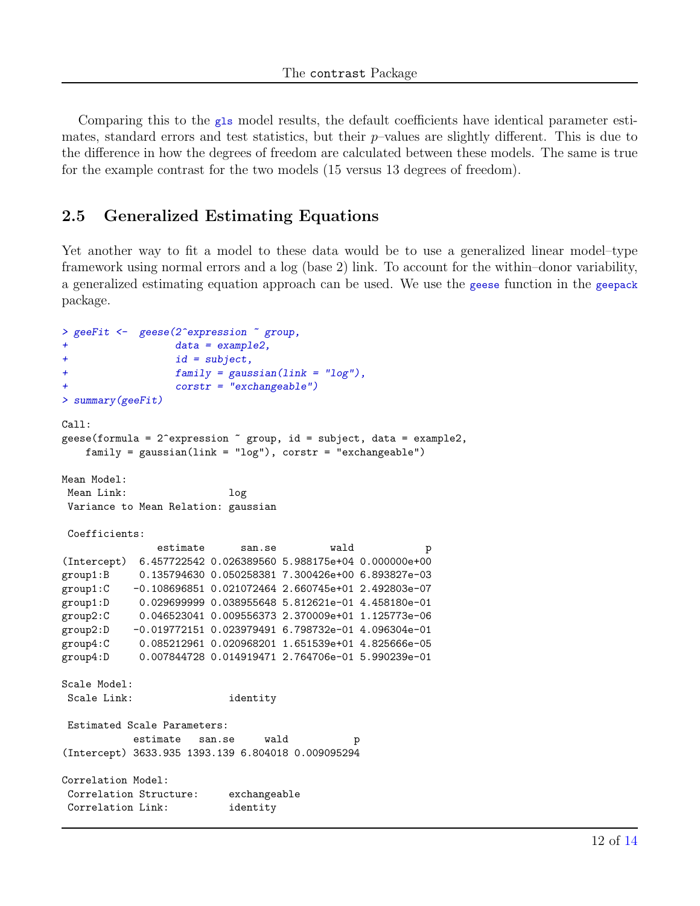Comparing this to the gls model results, the default coefficients have identical parameter estimates, standard errors and test statistics, but their $p$–values are slightly different. This is due to the difference in how the degrees of freedom are calculated between these models. The same is true for the example contrast for the two models (15 versus 13 degrees of freedom).

## 2.5 Generalized Estimating Equations

Yet another way to fit a model to these data would be to use a generalized linear model–type framework using normal errors and a log (base 2) link. To account for the within–donor variability, a generalized estimating equation approach can be used. We use the geese function in the geepack package.

```
> geeFit <-  geese(2^expression ~ group,
+                  data = example2,
+                  id = subject,
+                  family = gaussian(link = "log"),
+                  corstr = "exchangeable")
> summary(geeFit)

Call:
geese(formula = 2^expression ~ group, id = subject, data = example2,
    family = gaussian(link = "log"), corstr = "exchangeable")

Mean Model:
 Mean Link:                 log
 Variance to Mean Relation: gaussian

 Coefficients:
                estimate      san.se         wald            p
(Intercept)  6.457722542 0.026389560 5.988175e+04 0.000000e+00
group1:B     0.135794630 0.050258381 7.300426e+00 6.893827e-03
group1:C    -0.108696851 0.021072464 2.660745e+01 2.492803e-07
group1:D     0.029699999 0.038955648 5.812621e-01 4.458180e-01
group2:C     0.046523041 0.009556373 2.370009e+01 1.125773e-06
group2:D    -0.019772151 0.023979491 6.798732e-01 4.096304e-01
group4:C     0.085212961 0.020968201 1.651539e+01 4.825666e-05
group4:D     0.007844728 0.014919471 2.764706e-01 5.990239e-01

Scale Model:
 Scale Link:                identity

 Estimated Scale Parameters:
           estimate   san.se     wald           p
(Intercept) 3633.935 1393.139 6.804018 0.009095294

Correlation Model:
 Correlation Structure:     exchangeable
 Correlation Link:          identity
```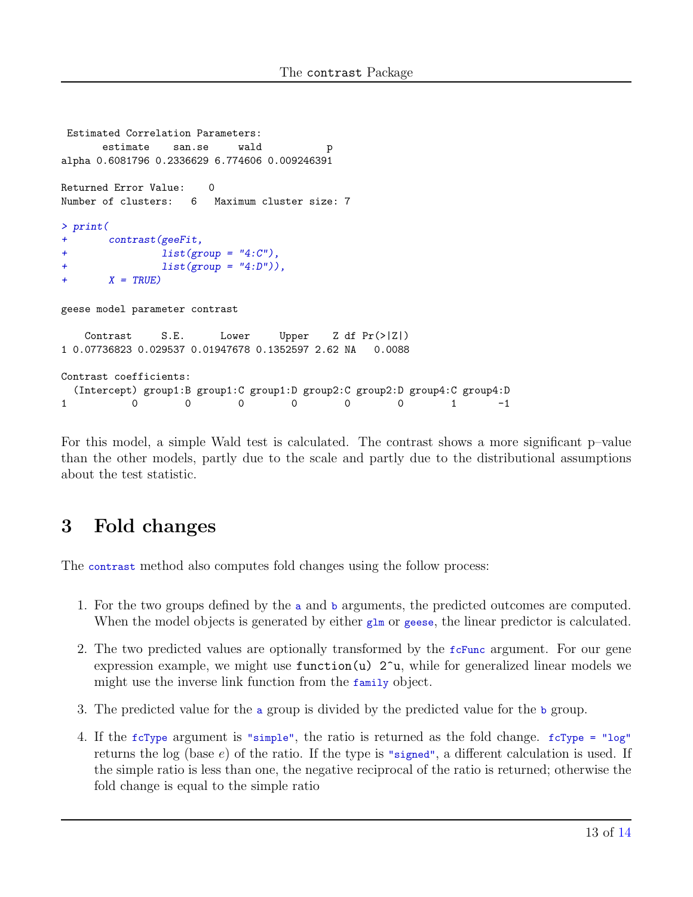```
 Estimated Correlation Parameters:
      estimate    san.se     wald           p
alpha 0.6081796 0.2336629 6.774606 0.009246391

Returned Error Value:    0
Number of clusters:   6   Maximum cluster size: 7

> print(
+       contrast(geeFit,
+               list(group = "4:C"),
+               list(group = "4:D")),
+       X = TRUE)

geese model parameter contrast

    Contrast     S.E.      Lower     Upper    Z df Pr(>|Z|)
1 0.07736823 0.029537 0.01947678 0.1352597 2.62 NA   0.0088

Contrast coefficients:
  (Intercept) group1:B group1:C group1:D group2:C group2:D group4:C group4:D
1           0        0        0        0        0        0        1       -1
```

For this model, a simple Wald test is calculated. The contrast shows a more significant p–value than the other models, partly due to the scale and partly due to the distributional assumptions about the test statistic.

# 3 Fold changes

The `contrast` method also computes fold changes using the follow process:

1. For the two groups defined by the `a` and `b` arguments, the predicted outcomes are computed. When the model objects is generated by either `glm` or `geese`, the linear predictor is calculated.
2. The two predicted values are optionally transformed by the `fcFunc` argument. For our gene expression example, we might use `function(u) 2^u`, while for generalized linear models we might use the inverse link function from the `family` object.
3. The predicted value for the `a` group is divided by the predicted value for the `b` group.
4. If the `fcType` argument is `"simple"`, the ratio is returned as the fold change. `fcType = "log"` returns the log (base $e$) of the ratio. If the type is `"signed"`, a different calculation is used. If the simple ratio is less than one, the negative reciprocal of the ratio is returned; otherwise the fold change is equal to the simple ratio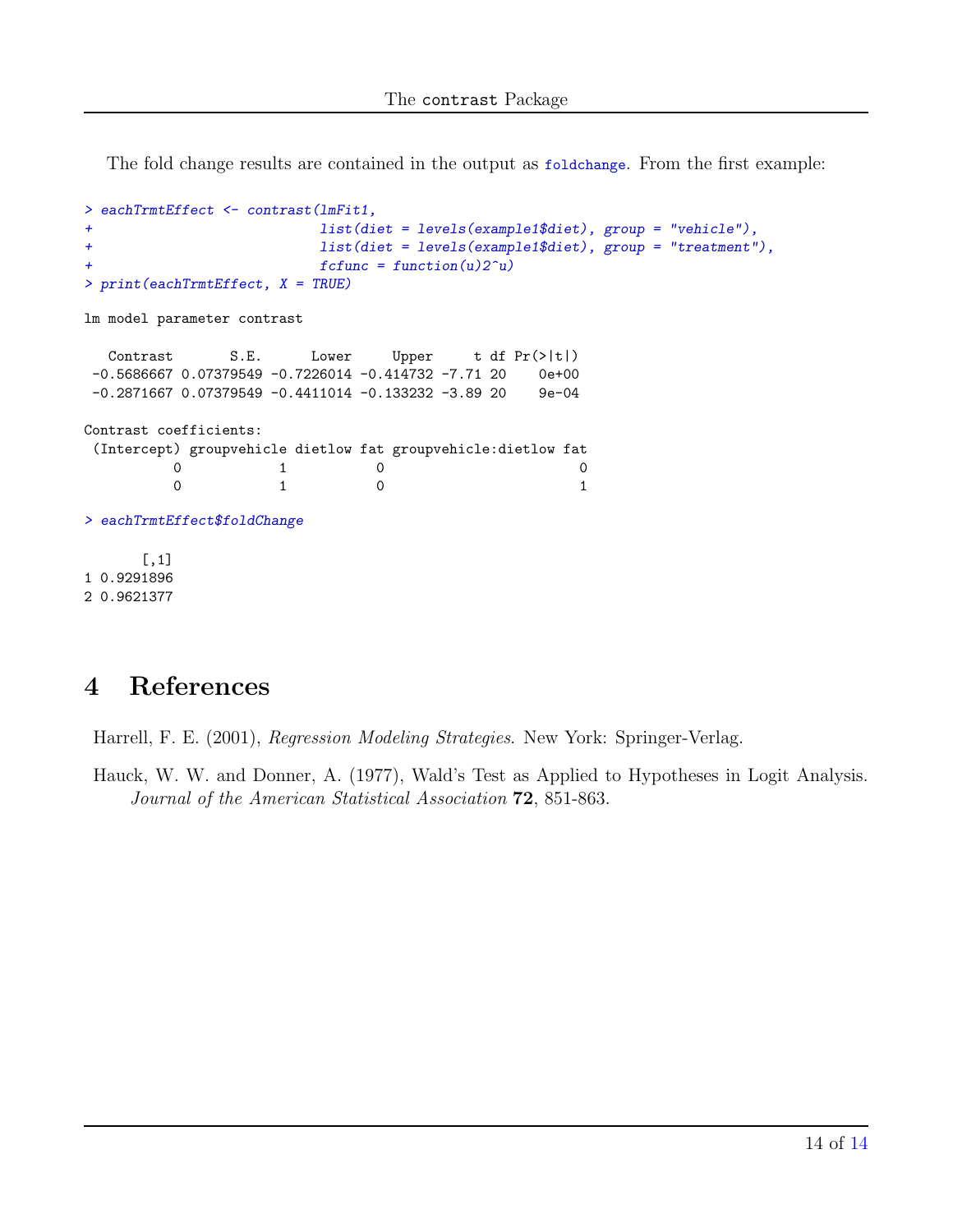The fold change results are contained in the output as `foldchange`. From the first example:

```
> eachTrmtEffect <- contrast(lmFit1,
+                            list(diet = levels(example1$diet), group = "vehicle"),
+                            list(diet = levels(example1$diet), group = "treatment"),
+                            fcfunc = function(u)2^u)
> print(eachTrmtEffect, X = TRUE)

lm model parameter contrast

   Contrast       S.E.      Lower     Upper     t df Pr(>|t|)
 -0.5686667 0.07379549 -0.7226014 -0.414732 -7.71 20    0e+00
 -0.2871667 0.07379549 -0.4411014 -0.133232 -3.89 20    9e-04

Contrast coefficients:
 (Intercept) groupvehicle dietlow fat groupvehicle:dietlow fat
           0            1           0                        0
           0            1           0                        1

> eachTrmtEffect$foldChange

       [,1]
1 0.9291896
2 0.9621377
```

# 4 References

Harrell, F. E. (2001), *Regression Modeling Strategies.* New York: Springer-Verlag.

Hauck, W. W. and Donner, A. (1977), Wald's Test as Applied to Hypotheses in Logit Analysis. *Journal of the American Statistical Association* **72**, 851-863.